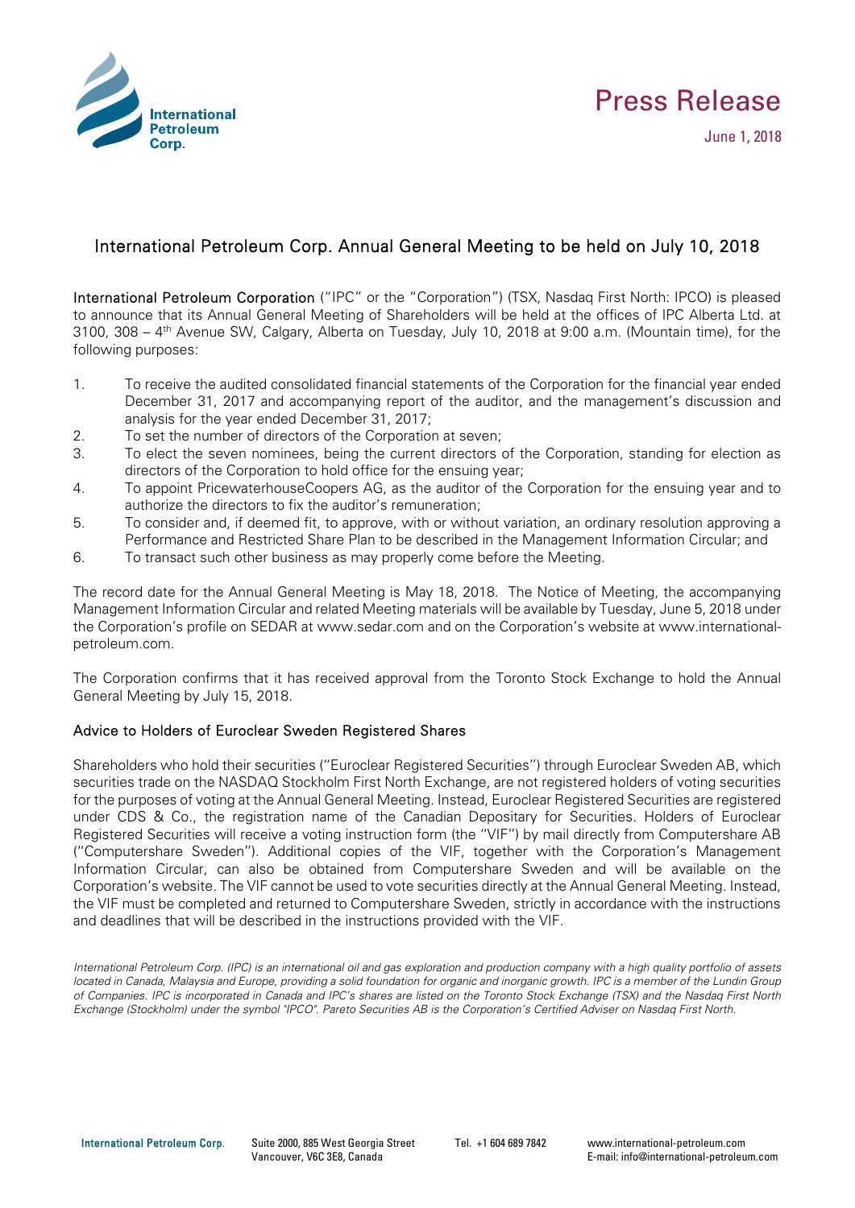# Press Release

June 1, 2018

## International Petroleum Corp. Annual General Meeting to be held on July 10, 2018

**International Petroleum Corporation** ("IPC" or the "Corporation") (TSX, Nasdaq First North: IPCO) is pleased to announce that its Annual General Meeting of Shareholders will be held at the offices of IPC Alberta Ltd. at 3100, 308 – 4th Avenue SW, Calgary, Alberta on Tuesday, July 10, 2018 at 9:00 a.m. (Mountain time), for the following purposes:

1. To receive the audited consolidated financial statements of the Corporation for the financial year ended December 31, 2017 and accompanying report of the auditor, and the management's discussion and analysis for the year ended December 31, 2017;
2. To set the number of directors of the Corporation at seven;
3. To elect the seven nominees, being the current directors of the Corporation, standing for election as directors of the Corporation to hold office for the ensuing year;
4. To appoint PricewaterhouseCoopers AG, as the auditor of the Corporation for the ensuing year and to authorize the directors to fix the auditor's remuneration;
5. To consider and, if deemed fit, to approve, with or without variation, an ordinary resolution approving a Performance and Restricted Share Plan to be described in the Management Information Circular; and
6. To transact such other business as may properly come before the Meeting.

The record date for the Annual General Meeting is May 18, 2018. The Notice of Meeting, the accompanying Management Information Circular and related Meeting materials will be available by Tuesday, June 5, 2018 under the Corporation's profile on SEDAR at www.sedar.com and on the Corporation's website at www.international-petroleum.com.

The Corporation confirms that it has received approval from the Toronto Stock Exchange to hold the Annual General Meeting by July 15, 2018.

### Advice to Holders of Euroclear Sweden Registered Shares

Shareholders who hold their securities ("Euroclear Registered Securities") through Euroclear Sweden AB, which securities trade on the NASDAQ Stockholm First North Exchange, are not registered holders of voting securities for the purposes of voting at the Annual General Meeting. Instead, Euroclear Registered Securities are registered under CDS & Co., the registration name of the Canadian Depositary for Securities. Holders of Euroclear Registered Securities will receive a voting instruction form (the "VIF") by mail directly from Computershare AB ("Computershare Sweden"). Additional copies of the VIF, together with the Corporation's Management Information Circular, can also be obtained from Computershare Sweden and will be available on the Corporation's website. The VIF cannot be used to vote securities directly at the Annual General Meeting. Instead, the VIF must be completed and returned to Computershare Sweden, strictly in accordance with the instructions and deadlines that will be described in the instructions provided with the VIF.

*International Petroleum Corp. (IPC) is an international oil and gas exploration and production company with a high quality portfolio of assets located in Canada, Malaysia and Europe, providing a solid foundation for organic and inorganic growth. IPC is a member of the Lundin Group of Companies. IPC is incorporated in Canada and IPC's shares are listed on the Toronto Stock Exchange (TSX) and the Nasdaq First North Exchange (Stockholm) under the symbol "IPCO". Pareto Securities AB is the Corporation's Certified Adviser on Nasdaq First North.*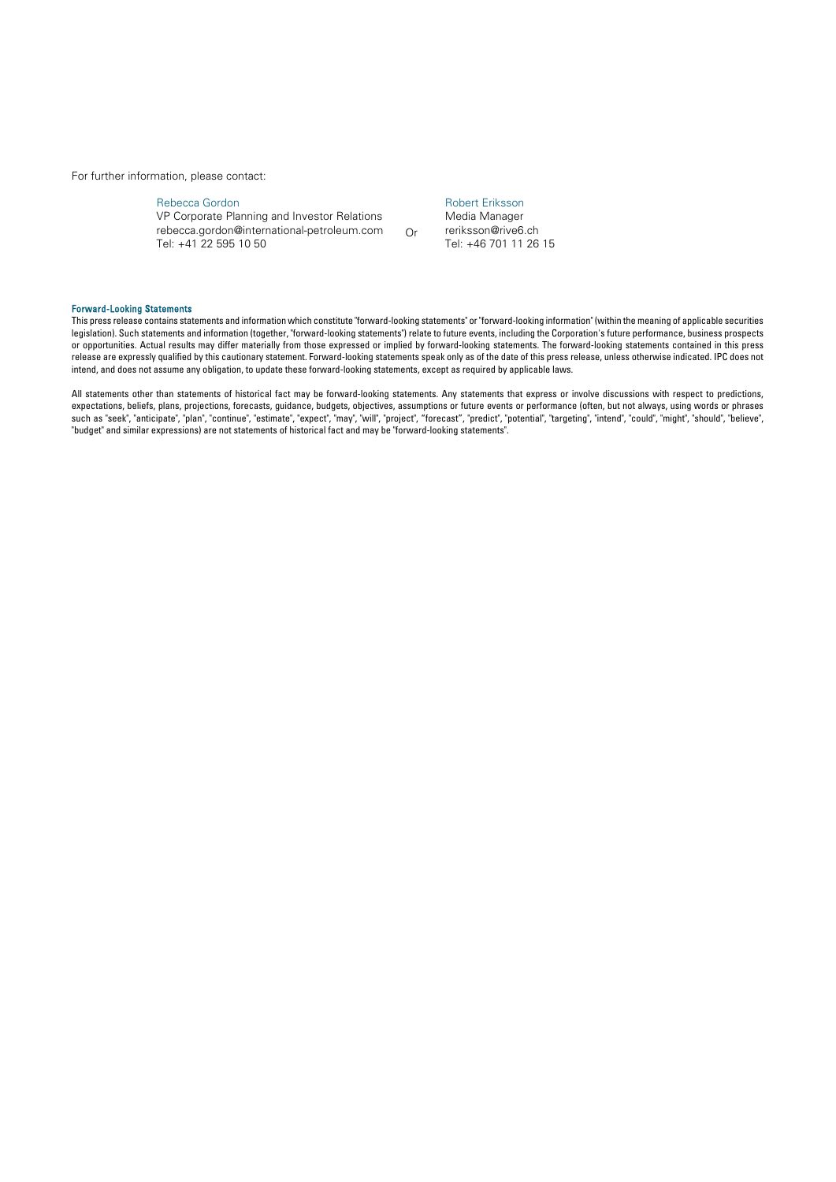For further information, please contact:

| | | |
|---|---|---|
| Rebecca Gordon<br>VP Corporate Planning and Investor Relations<br>rebecca.gordon@international-petroleum.com<br>Tel: +41 22 595 10 50 | Or | Robert Eriksson<br>Media Manager<br>reriksson@rive6.ch<br>Tel: +46 701 11 26 15 |

**Forward-Looking Statements**

This press release contains statements and information which constitute "forward-looking statements" or "forward-looking information" (within the meaning of applicable securities legislation). Such statements and information (together, "forward-looking statements") relate to future events, including the Corporation's future performance, business prospects or opportunities. Actual results may differ materially from those expressed or implied by forward-looking statements. The forward-looking statements contained in this press release are expressly qualified by this cautionary statement. Forward-looking statements speak only as of the date of this press release, unless otherwise indicated. IPC does not intend, and does not assume any obligation, to update these forward-looking statements, except as required by applicable laws.

All statements other than statements of historical fact may be forward-looking statements. Any statements that express or involve discussions with respect to predictions, expectations, beliefs, plans, projections, forecasts, guidance, budgets, objectives, assumptions or future events or performance (often, but not always, using words or phrases such as "seek", "anticipate", "plan", "continue", "estimate", "expect", "may", "will", "project", "forecast", "predict", "potential", "targeting", "intend", "could", "might", "should", "believe", "budget" and similar expressions) are not statements of historical fact and may be "forward-looking statements".